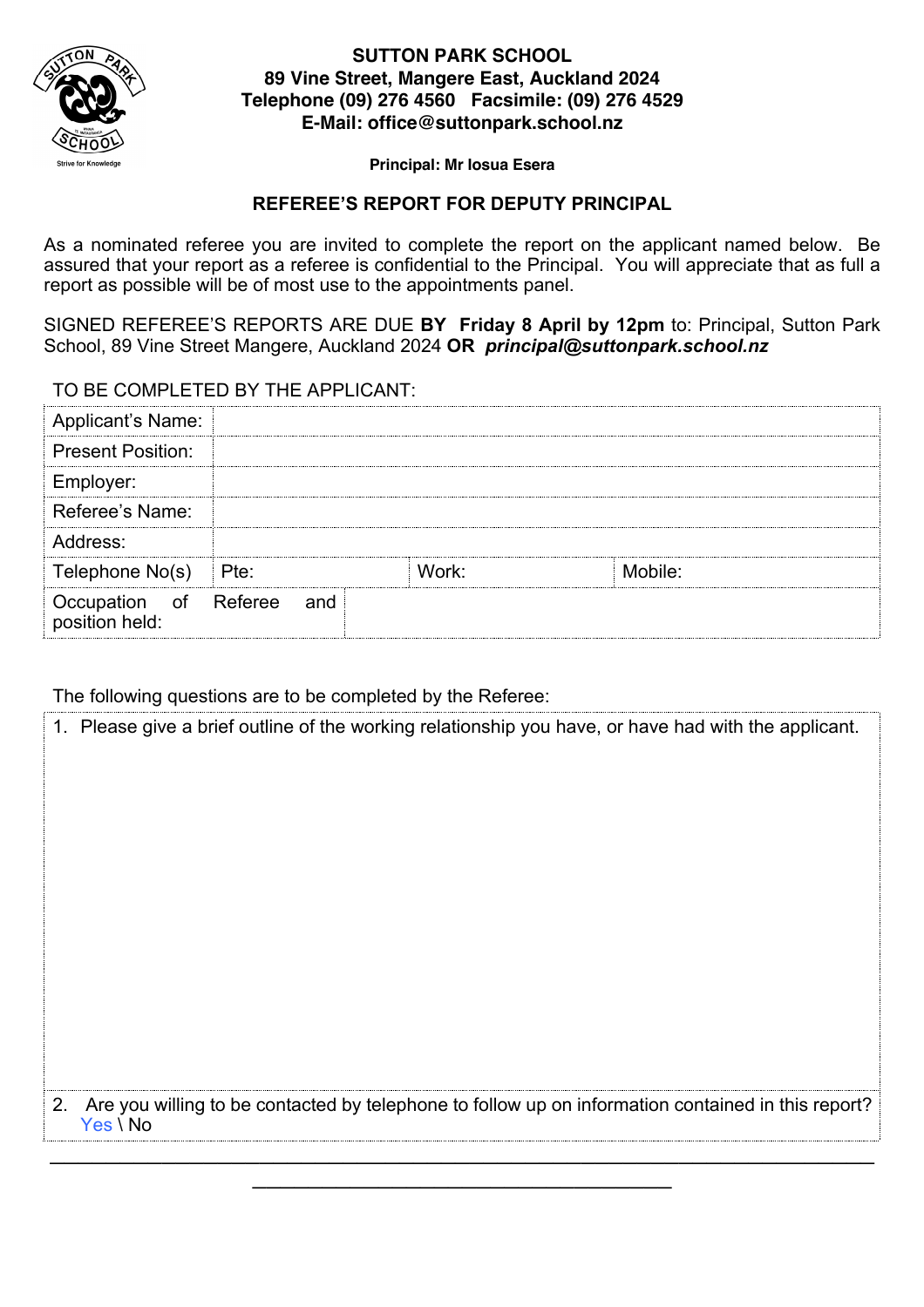# SUTTON PARK SCHOOL

**89 Vine Street, Mangere East, Auckland 2024**
**Telephone (09) 276 4560 Facsimile: (09) 276 4529**
**E-Mail: office@suttonpark.school.nz**

**Principal: Mr Iosua Esera**

## REFEREE'S REPORT FOR DEPUTY PRINCIPAL

As a nominated referee you are invited to complete the report on the applicant named below. Be assured that your report as a referee is confidential to the Principal. You will appreciate that as full a report as possible will be of most use to the appointments panel.

SIGNED REFEREE'S REPORTS ARE DUE **BY Friday 8 April by 12pm** to: Principal, Sutton Park School, 89 Vine Street Mangere, Auckland 2024 **OR** ***principal@suttonpark.school.nz***

TO BE COMPLETED BY THE APPLICANT:

| Applicant's Name: | | | |
|---|---|---|---|
| Present Position: | | | |
| Employer: | | | |
| Referee's Name: | | | |
| Address: | | | |
| Telephone No(s) | Pte: | Work: | Mobile: |
| Occupation of Referee and position held: | | | |

The following questions are to be completed by the Referee:

1. Please give a brief outline of the working relationship you have, or have had with the applicant.

2. Are you willing to be contacted by telephone to follow up on information contained in this report?
   Yes \ No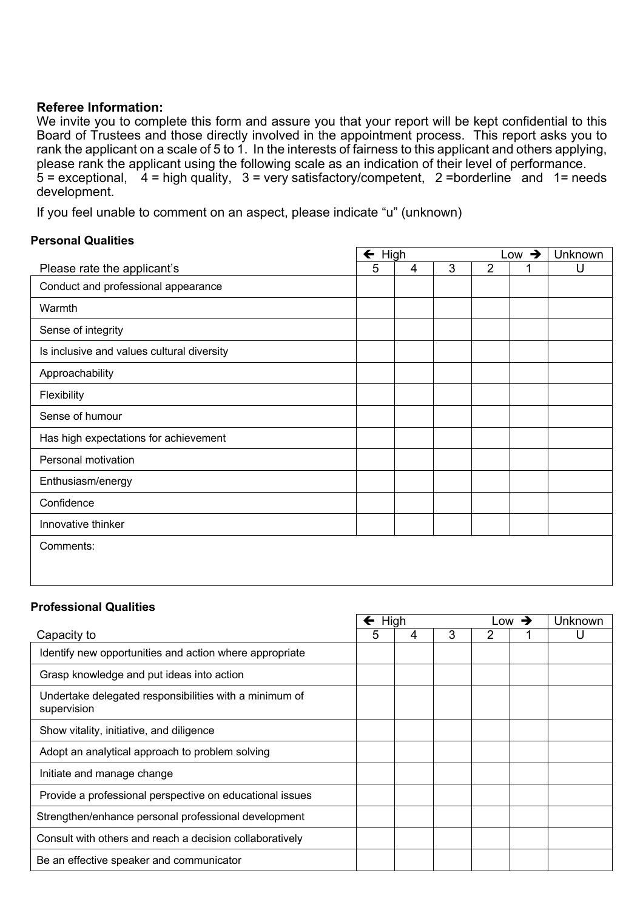**Referee Information:**

We invite you to complete this form and assure you that your report will be kept confidential to this Board of Trustees and those directly involved in the appointment process. This report asks you to rank the applicant on a scale of 5 to 1. In the interests of fairness to this applicant and others applying, please rank the applicant using the following scale as an indication of their level of performance.
5 = exceptional, 4 = high quality, 3 = very satisfactory/competent, 2 =borderline and 1= needs development.

If you feel unable to comment on an aspect, please indicate "u" (unknown)

**Personal Qualities**

| | ← High | | | | Low → | Unknown |
|---|---|---|---|---|---|---|
| Please rate the applicant's | 5 | 4 | 3 | 2 | 1 | U |
| Conduct and professional appearance | | | | | | |
| Warmth | | | | | | |
| Sense of integrity | | | | | | |
| Is inclusive and values cultural diversity | | | | | | |
| Approachability | | | | | | |
| Flexibility | | | | | | |
| Sense of humour | | | | | | |
| Has high expectations for achievement | | | | | | |
| Personal motivation | | | | | | |
| Enthusiasm/energy | | | | | | |
| Confidence | | | | | | |
| Innovative thinker | | | | | | |
| Comments: | | | | | | |

**Professional Qualities**

| | ← High | | | | Low → | Unknown |
|---|---|---|---|---|---|---|
| Capacity to | 5 | 4 | 3 | 2 | 1 | U |
| Identify new opportunities and action where appropriate | | | | | | |
| Grasp knowledge and put ideas into action | | | | | | |
| Undertake delegated responsibilities with a minimum of supervision | | | | | | |
| Show vitality, initiative, and diligence | | | | | | |
| Adopt an analytical approach to problem solving | | | | | | |
| Initiate and manage change | | | | | | |
| Provide a professional perspective on educational issues | | | | | | |
| Strengthen/enhance personal professional development | | | | | | |
| Consult with others and reach a decision collaboratively | | | | | | |
| Be an effective speaker and communicator | | | | | | |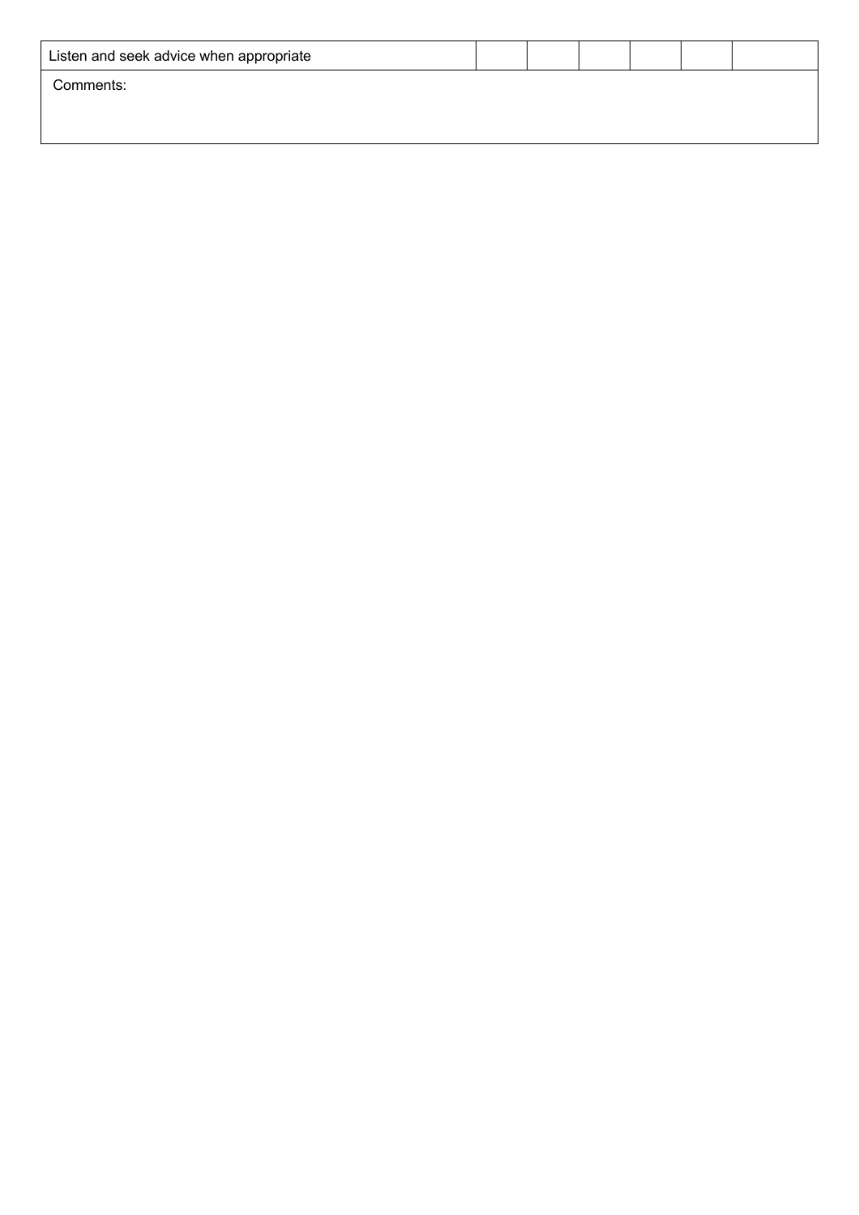| Listen and seek advice when appropriate | | | | | | |
|---|---|---|---|---|---|---|
| Comments: | | | | | | |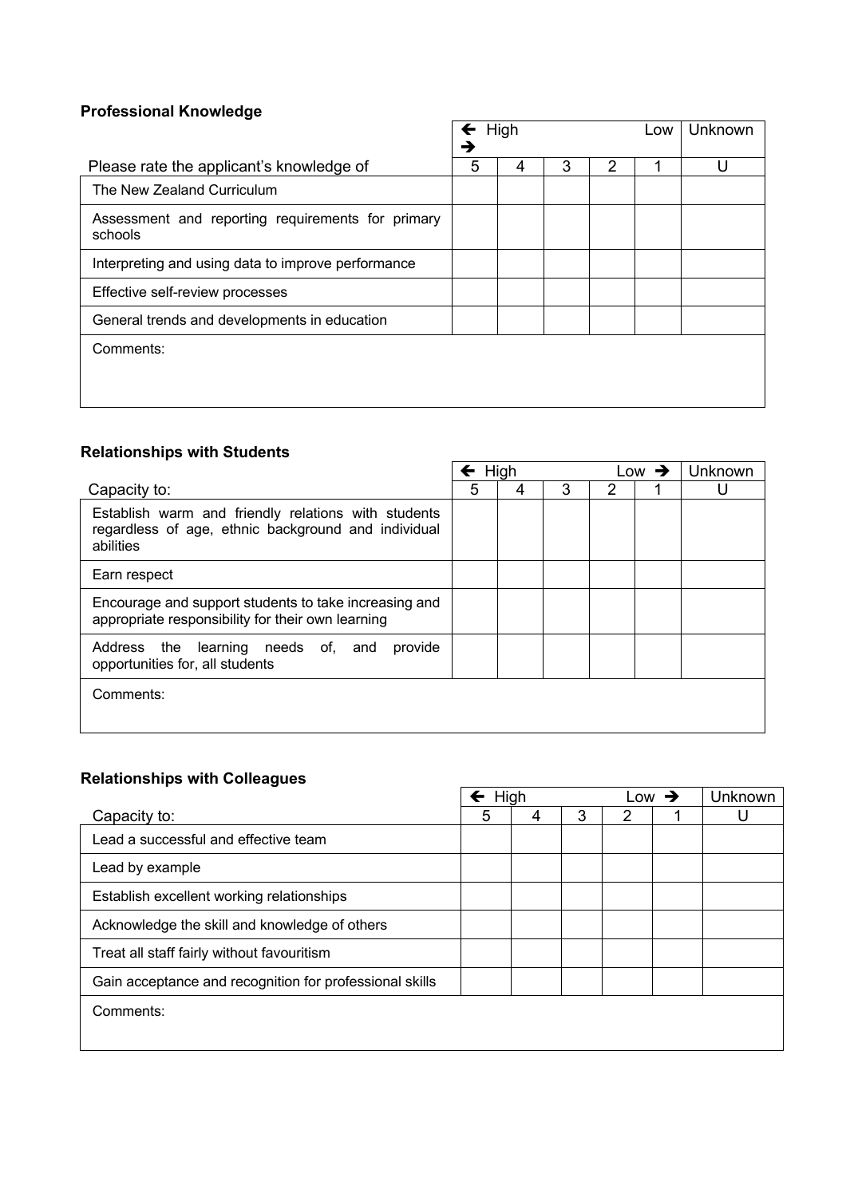**Professional Knowledge**

| | ← High → | | | | Low | Unknown |
|---|---|---|---|---|---|---|
| Please rate the applicant's knowledge of | 5 | 4 | 3 | 2 | 1 | U |
| The New Zealand Curriculum | | | | | | |
| Assessment and reporting requirements for primary schools | | | | | | |
| Interpreting and using data to improve performance | | | | | | |
| Effective self-review processes | | | | | | |
| General trends and developments in education | | | | | | |
| Comments: | | | | | | |

**Relationships with Students**

| | ← High | | | | Low → | Unknown |
|---|---|---|---|---|---|---|
| Capacity to: | 5 | 4 | 3 | 2 | 1 | U |
| Establish warm and friendly relations with students regardless of age, ethnic background and individual abilities | | | | | | |
| Earn respect | | | | | | |
| Encourage and support students to take increasing and appropriate responsibility for their own learning | | | | | | |
| Address the learning needs of, and provide opportunities for, all students | | | | | | |
| Comments: | | | | | | |

**Relationships with Colleagues**

| | ← High | | | | Low → | Unknown |
|---|---|---|---|---|---|---|
| Capacity to: | 5 | 4 | 3 | 2 | 1 | U |
| Lead a successful and effective team | | | | | | |
| Lead by example | | | | | | |
| Establish excellent working relationships | | | | | | |
| Acknowledge the skill and knowledge of others | | | | | | |
| Treat all staff fairly without favouritism | | | | | | |
| Gain acceptance and recognition for professional skills | | | | | | |
| Comments: | | | | | | |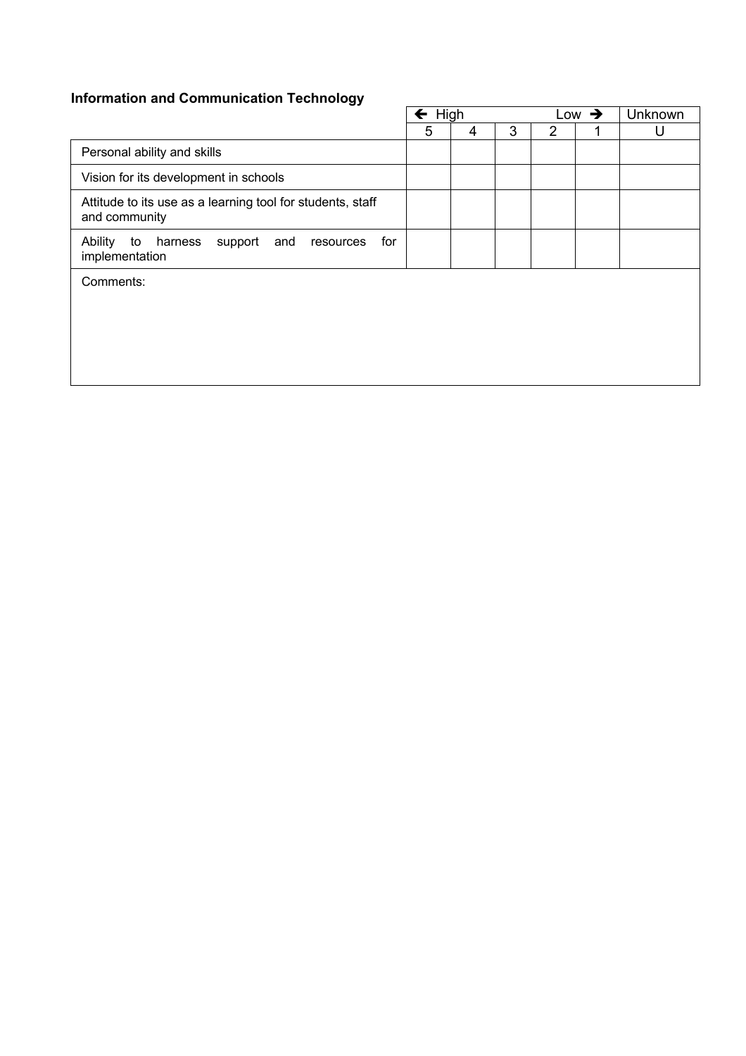**Information and Communication Technology**

| | ← High | | | | Low → | Unknown |
|---|---|---|---|---|---|---|
| | 5 | 4 | 3 | 2 | 1 | U |
| Personal ability and skills | | | | | | |
| Vision for its development in schools | | | | | | |
| Attitude to its use as a learning tool for students, staff and community | | | | | | |
| Ability to harness support and resources for implementation | | | | | | |

Comments: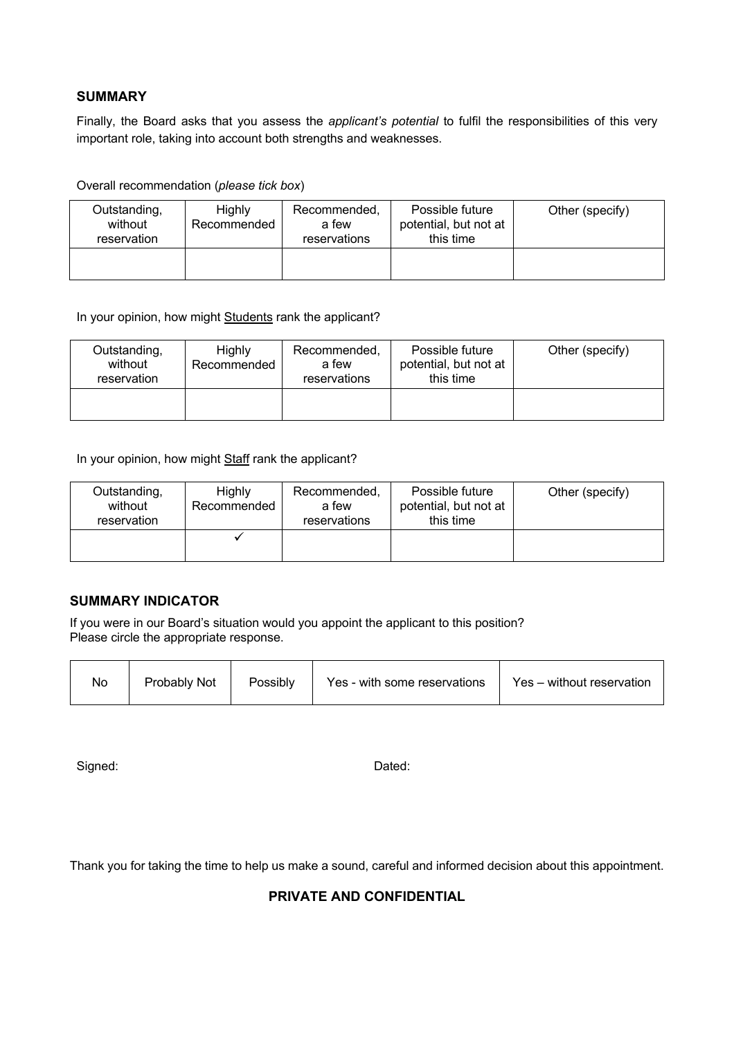## SUMMARY

Finally, the Board asks that you assess the *applicant's potential* to fulfil the responsibilities of this very important role, taking into account both strengths and weaknesses.

Overall recommendation (*please tick box*)

| Outstanding, without reservation | Highly Recommended | Recommended, a few reservations | Possible future potential, but not at this time | Other (specify) |
|---|---|---|---|---|
| | | | | |

In your opinion, how might Students rank the applicant?

| Outstanding, without reservation | Highly Recommended | Recommended, a few reservations | Possible future potential, but not at this time | Other (specify) |
|---|---|---|---|---|
| | | | | |

In your opinion, how might Staff rank the applicant?

| Outstanding, without reservation | Highly Recommended | Recommended, a few reservations | Possible future potential, but not at this time | Other (specify) |
|---|---|---|---|---|
| | ✓ | | | |

## SUMMARY INDICATOR

If you were in our Board's situation would you appoint the applicant to this position?
Please circle the appropriate response.

| | | | | |
|---|---|---|---|---|
| No | Probably Not | Possibly | Yes - with some reservations | Yes – without reservation |

Signed: Dated:

Thank you for taking the time to help us make a sound, careful and informed decision about this appointment.

**PRIVATE AND CONFIDENTIAL**